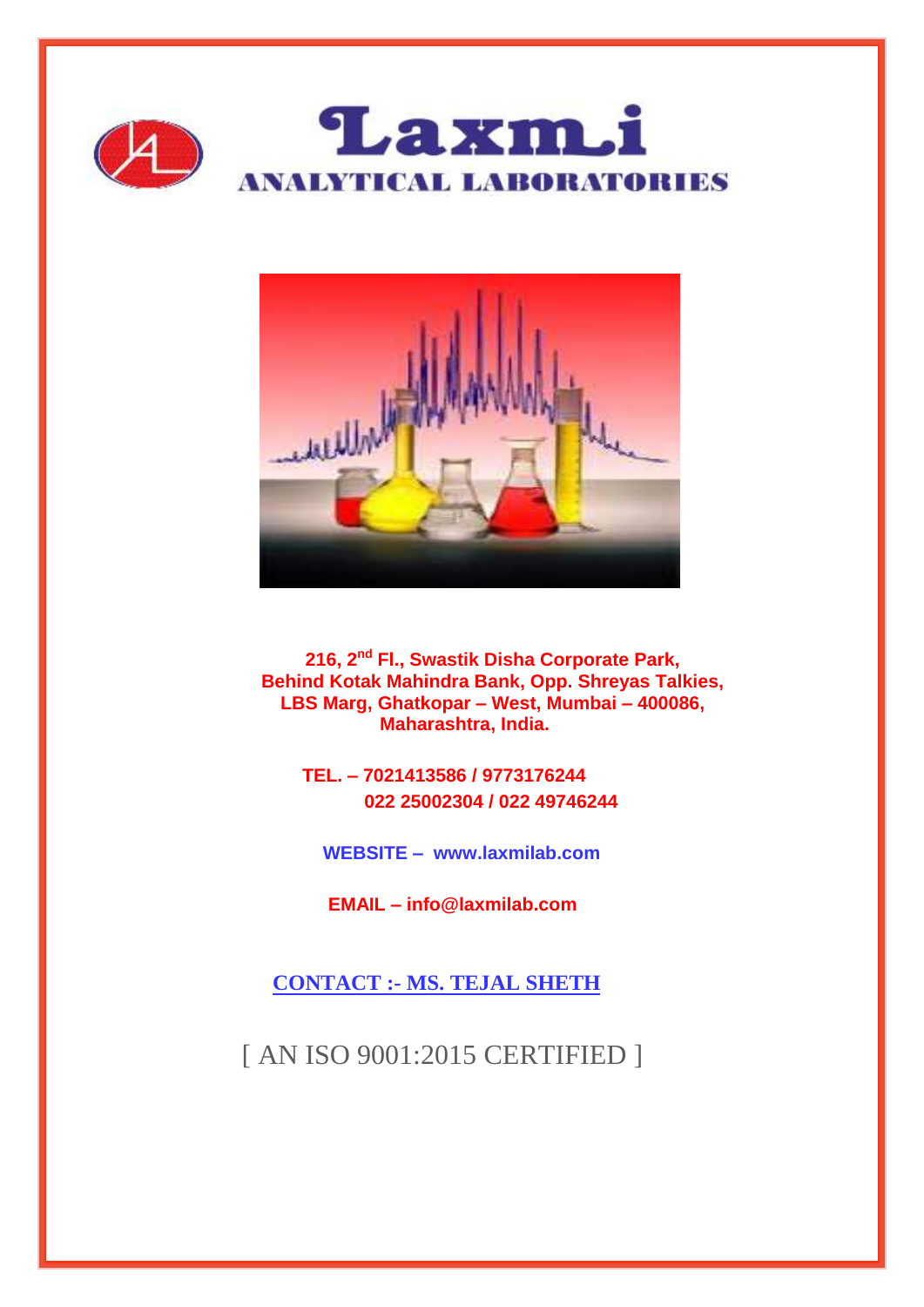# Laxmi

## ANALYTICAL LABORATORIES

**216, 2nd Fl., Swastik Disha Corporate Park,**
**Behind Kotak Mahindra Bank, Opp. Shreyas Talkies,**
**LBS Marg, Ghatkopar – West, Mumbai – 400086,**
**Maharashtra, India.**

**TEL. – 7021413586 / 9773176244**
**022 25002304 / 022 49746244**

**WEBSITE – www.laxmilab.com**

**EMAIL – info@laxmilab.com**

**CONTACT :- MS. TEJAL SHETH**

[ AN ISO 9001:2015 CERTIFIED ]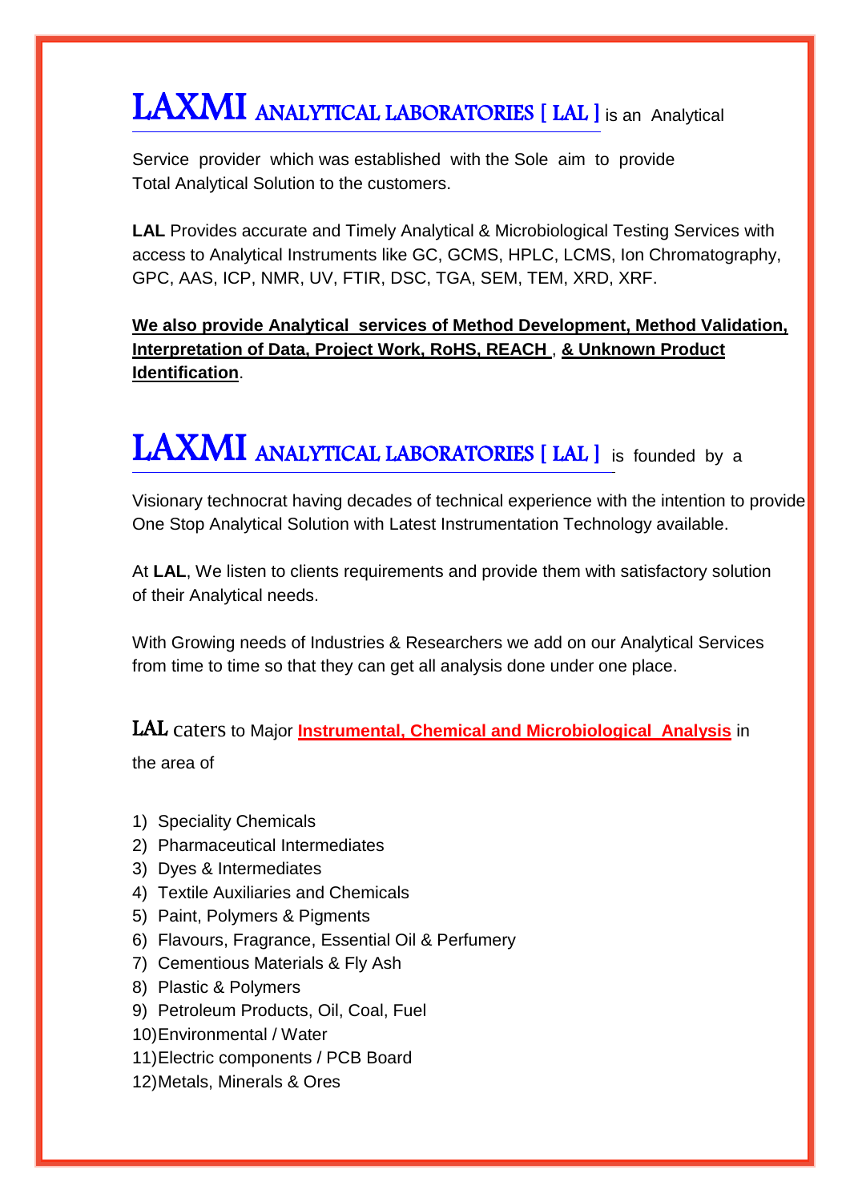**LAXMI ANALYTICAL LABORATORIES [ LAL ]** is an Analytical Service provider which was established with the Sole aim to provide Total Analytical Solution to the customers.

**LAL** Provides accurate and Timely Analytical & Microbiological Testing Services with access to Analytical Instruments like GC, GCMS, HPLC, LCMS, Ion Chromatography, GPC, AAS, ICP, NMR, UV, FTIR, DSC, TGA, SEM, TEM, XRD, XRF.

**We also provide Analytical services of Method Development, Method Validation, Interpretation of Data, Project Work, RoHS, REACH , & Unknown Product Identification**.

**LAXMI ANALYTICAL LABORATORIES [ LAL ]** is founded by a Visionary technocrat having decades of technical experience with the intention to provide One Stop Analytical Solution with Latest Instrumentation Technology available.

At **LAL**, We listen to clients requirements and provide them with satisfactory solution of their Analytical needs.

With Growing needs of Industries & Researchers we add on our Analytical Services from time to time so that they can get all analysis done under one place.

LAL caters to Major **Instrumental, Chemical and Microbiological Analysis** in the area of

1) Speciality Chemicals
2) Pharmaceutical Intermediates
3) Dyes & Intermediates
4) Textile Auxiliaries and Chemicals
5) Paint, Polymers & Pigments
6) Flavours, Fragrance, Essential Oil & Perfumery
7) Cementious Materials & Fly Ash
8) Plastic & Polymers
9) Petroleum Products, Oil, Coal, Fuel
10) Environmental / Water
11) Electric components / PCB Board
12) Metals, Minerals & Ores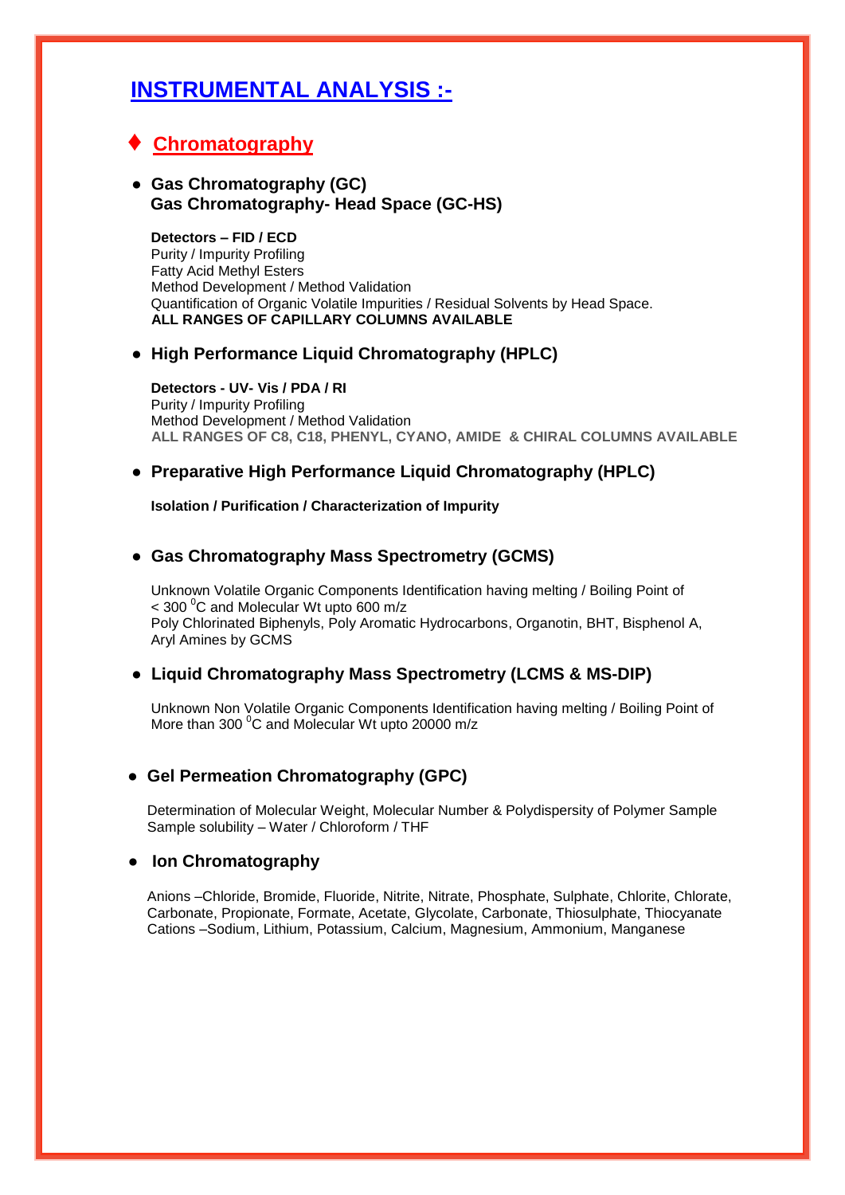# INSTRUMENTAL ANALYSIS :-

## ♦ Chromatography

- **Gas Chromatography (GC)**
  **Gas Chromatography- Head Space (GC-HS)**

  **Detectors – FID / ECD**
  Purity / Impurity Profiling
  Fatty Acid Methyl Esters
  Method Development / Method Validation
  Quantification of Organic Volatile Impurities / Residual Solvents by Head Space.
  **ALL RANGES OF CAPILLARY COLUMNS AVAILABLE**

- **High Performance Liquid Chromatography (HPLC)**

  **Detectors - UV- Vis / PDA / RI**
  Purity / Impurity Profiling
  Method Development / Method Validation
  **ALL RANGES OF C8, C18, PHENYL, CYANO, AMIDE & CHIRAL COLUMNS AVAILABLE**

- **Preparative High Performance Liquid Chromatography (HPLC)**

  **Isolation / Purification / Characterization of Impurity**

- **Gas Chromatography Mass Spectrometry (GCMS)**

  Unknown Volatile Organic Components Identification having melting / Boiling Point of $< 300\ ^0C$ and Molecular Wt upto 600 m/z
  Poly Chlorinated Biphenyls, Poly Aromatic Hydrocarbons, Organotin, BHT, Bisphenol A, Aryl Amines by GCMS

- **Liquid Chromatography Mass Spectrometry (LCMS & MS-DIP)**

  Unknown Non Volatile Organic Components Identification having melting / Boiling Point of More than $300\ ^0C$ and Molecular Wt upto 20000 m/z

- **Gel Permeation Chromatography (GPC)**

  Determination of Molecular Weight, Molecular Number & Polydispersity of Polymer Sample
  Sample solubility – Water / Chloroform / THF

- **Ion Chromatography**

  Anions –Chloride, Bromide, Fluoride, Nitrite, Nitrate, Phosphate, Sulphate, Chlorite, Chlorate, Carbonate, Propionate, Formate, Acetate, Glycolate, Carbonate, Thiosulphate, Thiocyanate
  Cations –Sodium, Lithium, Potassium, Calcium, Magnesium, Ammonium, Manganese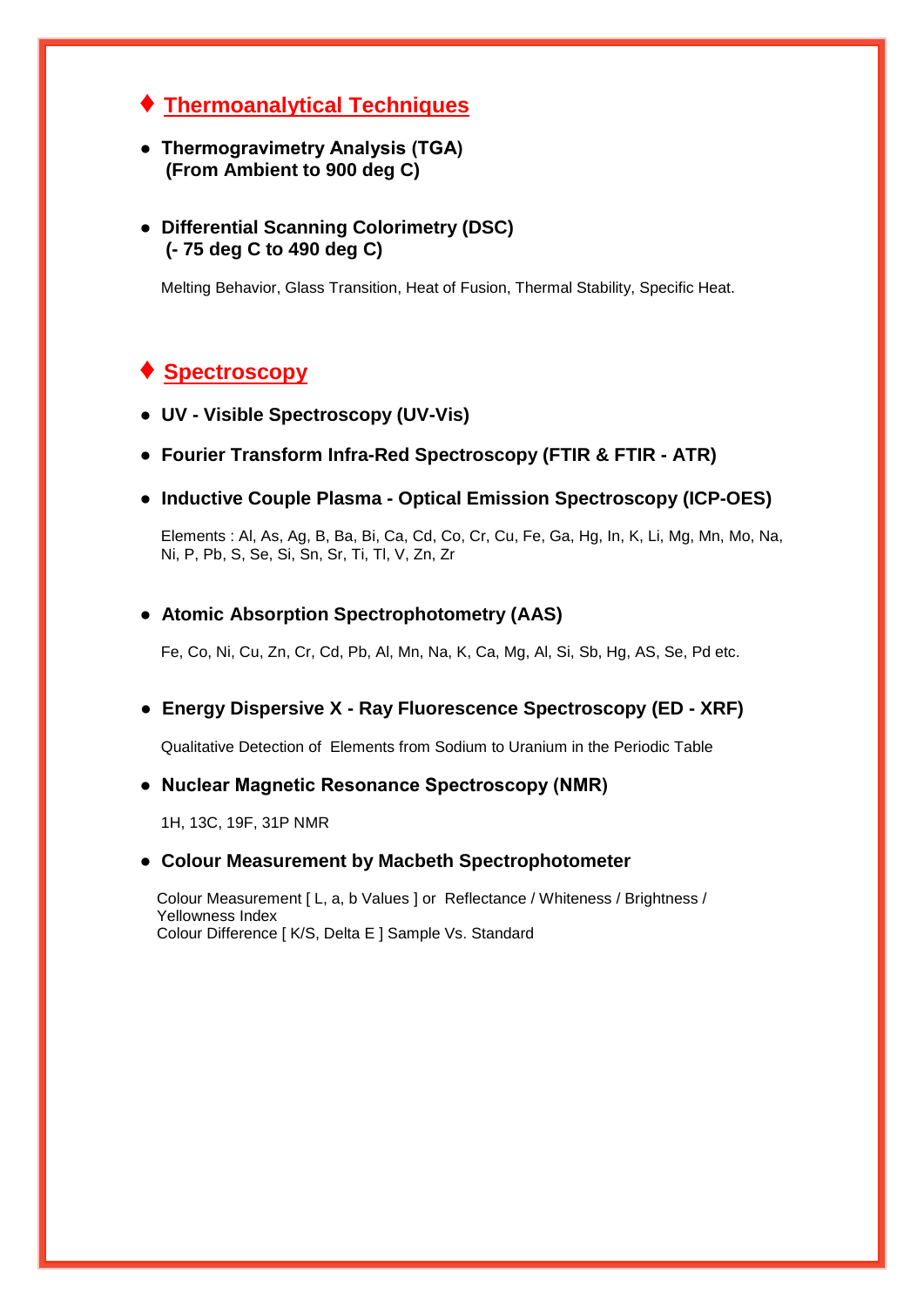## ♦ Thermoanalytical Techniques

- **Thermogravimetry Analysis (TGA)**
  **(From Ambient to 900 deg C)**

- **Differential Scanning Colorimetry (DSC)**
  **(- 75 deg C to 490 deg C)**

  Melting Behavior, Glass Transition, Heat of Fusion, Thermal Stability, Specific Heat.

## ♦ Spectroscopy

- **UV - Visible Spectroscopy (UV-Vis)**

- **Fourier Transform Infra-Red Spectroscopy (FTIR & FTIR - ATR)**

- **Inductive Couple Plasma - Optical Emission Spectroscopy (ICP-OES)**

  Elements : Al, As, Ag, B, Ba, Bi, Ca, Cd, Co, Cr, Cu, Fe, Ga, Hg, In, K, Li, Mg, Mn, Mo, Na, Ni, P, Pb, S, Se, Si, Sn, Sr, Ti, Tl, V, Zn, Zr

- **Atomic Absorption Spectrophotometry (AAS)**

  Fe, Co, Ni, Cu, Zn, Cr, Cd, Pb, Al, Mn, Na, K, Ca, Mg, Al, Si, Sb, Hg, AS, Se, Pd etc.

- **Energy Dispersive X - Ray Fluorescence Spectroscopy (ED - XRF)**

  Qualitative Detection of Elements from Sodium to Uranium in the Periodic Table

- **Nuclear Magnetic Resonance Spectroscopy (NMR)**

  1H, 13C, 19F, 31P NMR

- **Colour Measurement by Macbeth Spectrophotometer**

  Colour Measurement [ L, a, b Values ] or Reflectance / Whiteness / Brightness / Yellowness Index
  Colour Difference [ K/S, Delta E ] Sample Vs. Standard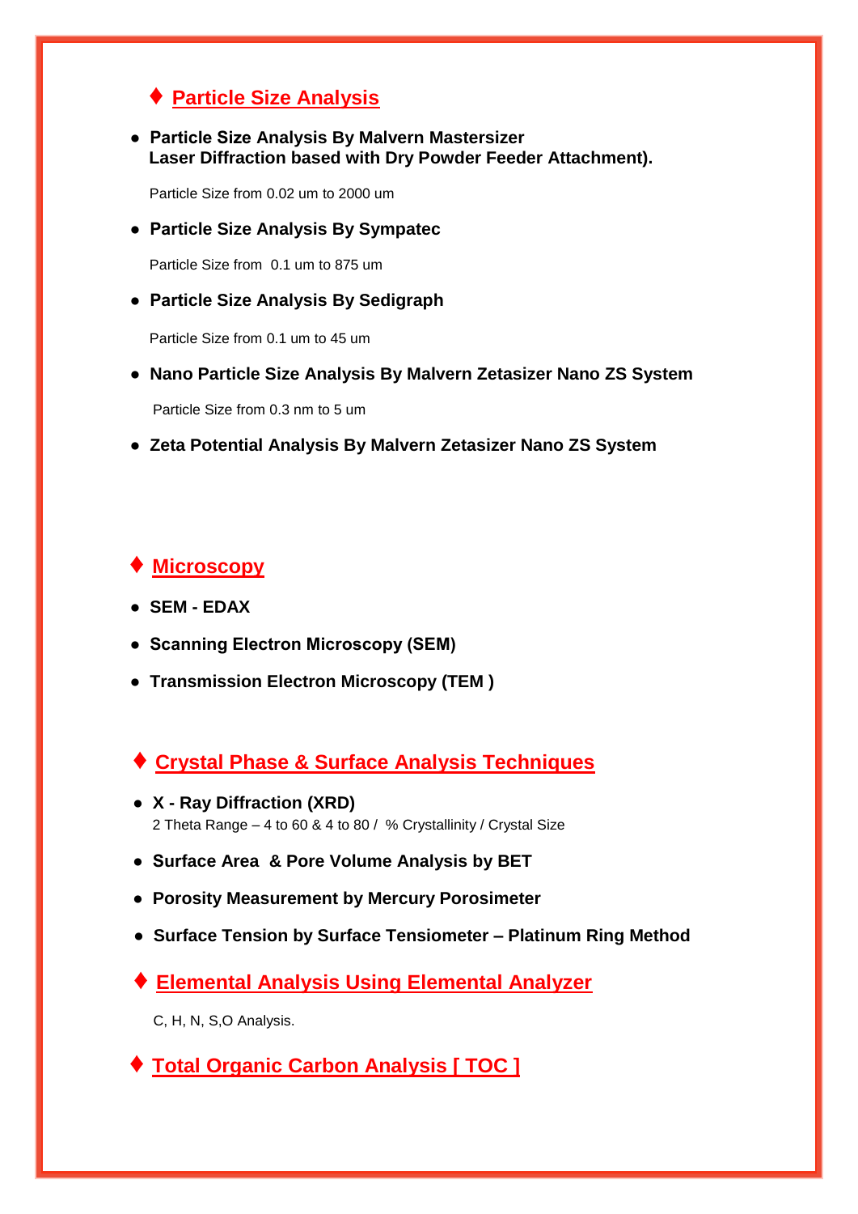## ♦ Particle Size Analysis

- **Particle Size Analysis By Malvern Mastersizer**
  **Laser Diffraction based with Dry Powder Feeder Attachment).**

  Particle Size from 0.02 um to 2000 um

- **Particle Size Analysis By Sympatec**

  Particle Size from 0.1 um to 875 um

- **Particle Size Analysis By Sedigraph**

  Particle Size from 0.1 um to 45 um

- **Nano Particle Size Analysis By Malvern Zetasizer Nano ZS System**

  Particle Size from 0.3 nm to 5 um

- **Zeta Potential Analysis By Malvern Zetasizer Nano ZS System**

## ♦ Microscopy

- **SEM - EDAX**
- **Scanning Electron Microscopy (SEM)**
- **Transmission Electron Microscopy (TEM )**

## ♦ Crystal Phase & Surface Analysis Techniques

- **X - Ray Diffraction (XRD)**
  2 Theta Range – 4 to 60 & 4 to 80 / % Crystallinity / Crystal Size
- **Surface Area & Pore Volume Analysis by BET**
- **Porosity Measurement by Mercury Porosimeter**
- **Surface Tension by Surface Tensiometer – Platinum Ring Method**

## ♦ Elemental Analysis Using Elemental Analyzer

C, H, N, S,O Analysis.

## ♦ Total Organic Carbon Analysis [ TOC ]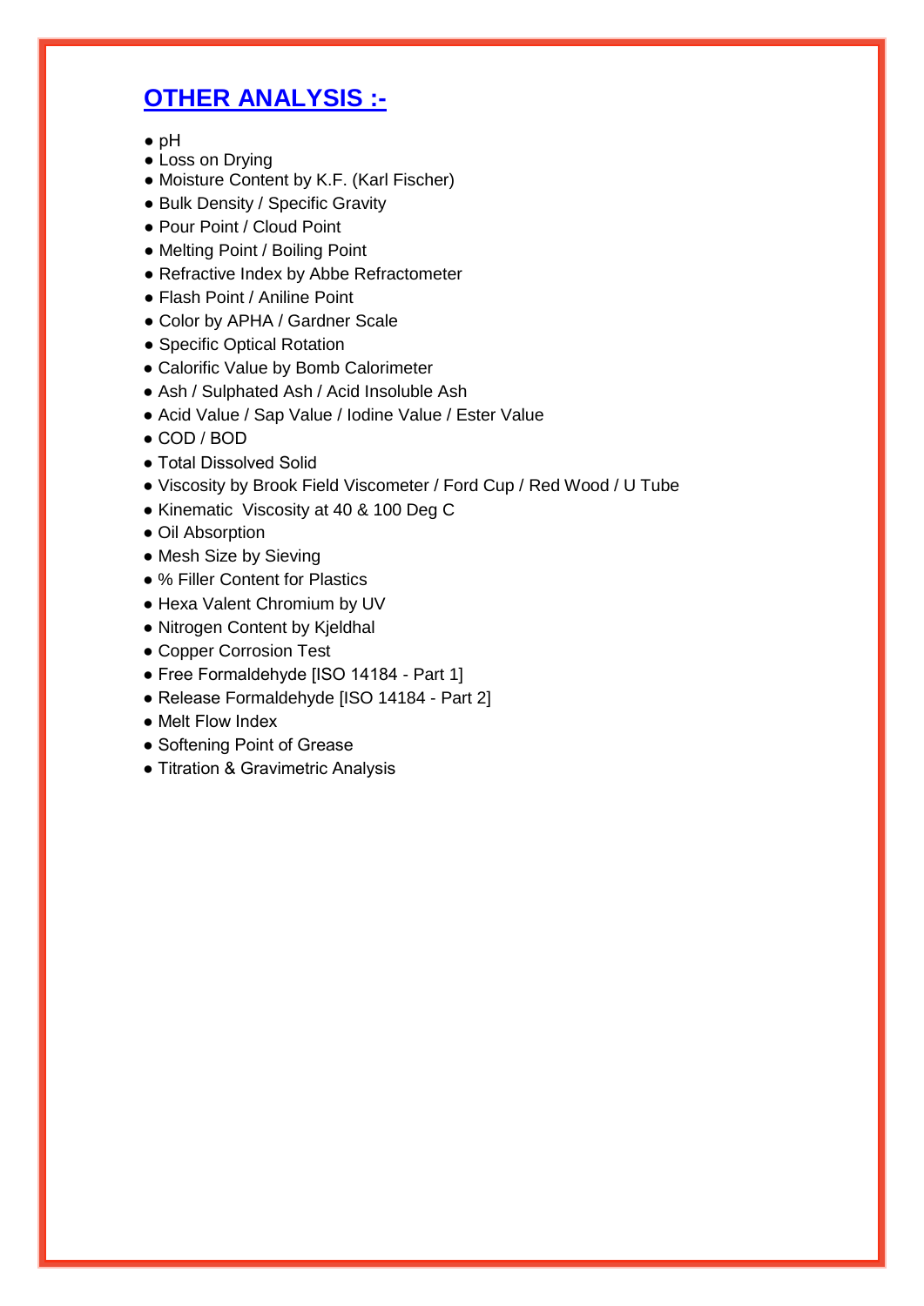## OTHER ANALYSIS :-

- pH
- Loss on Drying
- Moisture Content by K.F. (Karl Fischer)
- Bulk Density / Specific Gravity
- Pour Point / Cloud Point
- Melting Point / Boiling Point
- Refractive Index by Abbe Refractometer
- Flash Point / Aniline Point
- Color by APHA / Gardner Scale
- Specific Optical Rotation
- Calorific Value by Bomb Calorimeter
- Ash / Sulphated Ash / Acid Insoluble Ash
- Acid Value / Sap Value / Iodine Value / Ester Value
- COD / BOD
- Total Dissolved Solid
- Viscosity by Brook Field Viscometer / Ford Cup / Red Wood / U Tube
- Kinematic Viscosity at 40 & 100 Deg C
- Oil Absorption
- Mesh Size by Sieving
- % Filler Content for Plastics
- Hexa Valent Chromium by UV
- Nitrogen Content by Kjeldhal
- Copper Corrosion Test
- Free Formaldehyde [ISO 14184 - Part 1]
- Release Formaldehyde [ISO 14184 - Part 2]
- Melt Flow Index
- Softening Point of Grease
- Titration & Gravimetric Analysis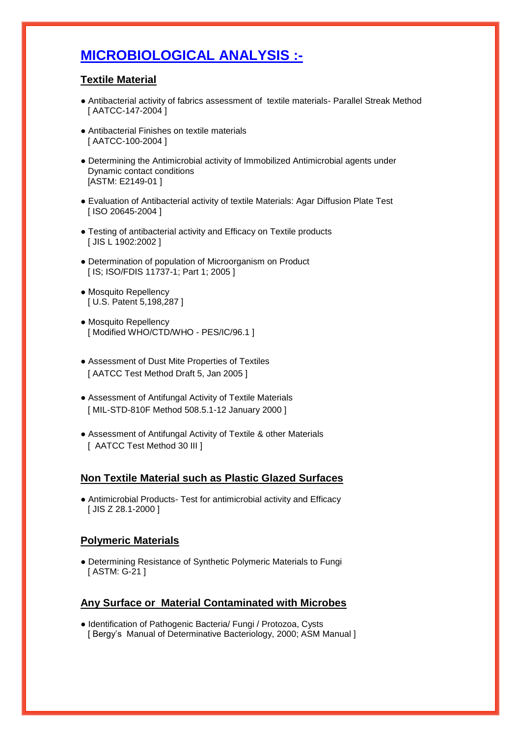# MICROBIOLOGICAL ANALYSIS :-

## Textile Material

- Antibacterial activity of fabrics assessment of textile materials- Parallel Streak Method
  [ AATCC-147-2004 ]

- Antibacterial Finishes on textile materials
  [ AATCC-100-2004 ]

- Determining the Antimicrobial activity of Immobilized Antimicrobial agents under Dynamic contact conditions
  [ASTM: E2149-01 ]

- Evaluation of Antibacterial activity of textile Materials: Agar Diffusion Plate Test
  [ ISO 20645-2004 ]

- Testing of antibacterial activity and Efficacy on Textile products
  [ JIS L 1902:2002 ]

- Determination of population of Microorganism on Product
  [ IS; ISO/FDIS 11737-1; Part 1; 2005 ]

- Mosquito Repellency
  [ U.S. Patent 5,198,287 ]

- Mosquito Repellency
  [ Modified WHO/CTD/WHO - PES/IC/96.1 ]

- Assessment of Dust Mite Properties of Textiles
  [ AATCC Test Method Draft 5, Jan 2005 ]

- Assessment of Antifungal Activity of Textile Materials
  [ MIL-STD-810F Method 508.5.1-12 January 2000 ]

- Assessment of Antifungal Activity of Textile & other Materials
  [ AATCC Test Method 30 III ]

## Non Textile Material such as Plastic Glazed Surfaces

- Antimicrobial Products- Test for antimicrobial activity and Efficacy
  [ JIS Z 28.1-2000 ]

## Polymeric Materials

- Determining Resistance of Synthetic Polymeric Materials to Fungi
  [ ASTM: G-21 ]

## Any Surface or Material Contaminated with Microbes

- Identification of Pathogenic Bacteria/ Fungi / Protozoa, Cysts
  [ Bergy's Manual of Determinative Bacteriology, 2000; ASM Manual ]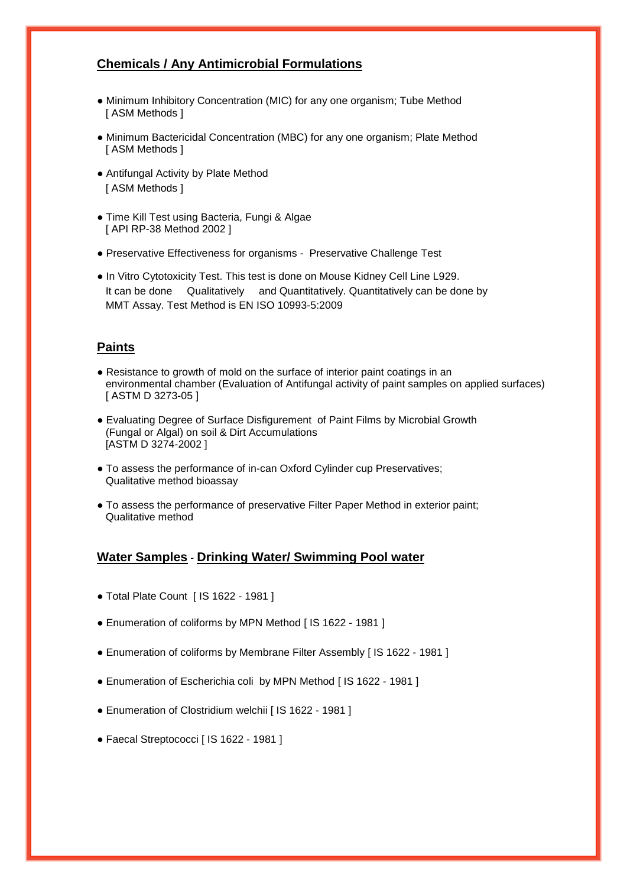## Chemicals / Any Antimicrobial Formulations

- Minimum Inhibitory Concentration (MIC) for any one organism; Tube Method
  [ ASM Methods ]
- Minimum Bactericidal Concentration (MBC) for any one organism; Plate Method
  [ ASM Methods ]
- Antifungal Activity by Plate Method
  [ ASM Methods ]
- Time Kill Test using Bacteria, Fungi & Algae
  [ API RP-38 Method 2002 ]
- Preservative Effectiveness for organisms - Preservative Challenge Test
- In Vitro Cytotoxicity Test. This test is done on Mouse Kidney Cell Line L929.
  It can be done Qualitatively and Quantitatively. Quantitatively can be done by MMT Assay. Test Method is EN ISO 10993-5:2009

## Paints

- Resistance to growth of mold on the surface of interior paint coatings in an environmental chamber (Evaluation of Antifungal activity of paint samples on applied surfaces)
  [ ASTM D 3273-05 ]
- Evaluating Degree of Surface Disfigurement of Paint Films by Microbial Growth (Fungal or Algal) on soil & Dirt Accumulations
  [ASTM D 3274-2002 ]
- To assess the performance of in-can Oxford Cylinder cup Preservatives; Qualitative method bioassay
- To assess the performance of preservative Filter Paper Method in exterior paint; Qualitative method

## Water Samples - Drinking Water/ Swimming Pool water

- Total Plate Count [ IS 1622 - 1981 ]
- Enumeration of coliforms by MPN Method [ IS 1622 - 1981 ]
- Enumeration of coliforms by Membrane Filter Assembly [ IS 1622 - 1981 ]
- Enumeration of Escherichia coli by MPN Method [ IS 1622 - 1981 ]
- Enumeration of Clostridium welchii [ IS 1622 - 1981 ]
- Faecal Streptococci [ IS 1622 - 1981 ]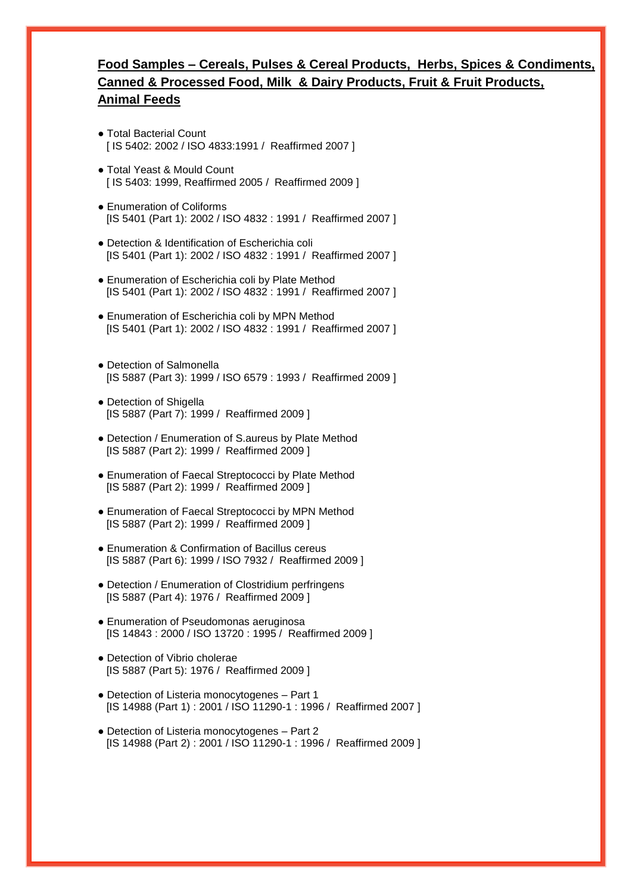**Food Samples – Cereals, Pulses & Cereal Products, Herbs, Spices & Condiments, Canned & Processed Food, Milk & Dairy Products, Fruit & Fruit Products, Animal Feeds**

- Total Bacterial Count
  [ IS 5402: 2002 / ISO 4833:1991 / Reaffirmed 2007 ]

- Total Yeast & Mould Count
  [ IS 5403: 1999, Reaffirmed 2005 / Reaffirmed 2009 ]

- Enumeration of Coliforms
  [IS 5401 (Part 1): 2002 / ISO 4832 : 1991 / Reaffirmed 2007 ]

- Detection & Identification of Escherichia coli
  [IS 5401 (Part 1): 2002 / ISO 4832 : 1991 / Reaffirmed 2007 ]

- Enumeration of Escherichia coli by Plate Method
  [IS 5401 (Part 1): 2002 / ISO 4832 : 1991 / Reaffirmed 2007 ]

- Enumeration of Escherichia coli by MPN Method
  [IS 5401 (Part 1): 2002 / ISO 4832 : 1991 / Reaffirmed 2007 ]

- Detection of Salmonella
  [IS 5887 (Part 3): 1999 / ISO 6579 : 1993 / Reaffirmed 2009 ]

- Detection of Shigella
  [IS 5887 (Part 7): 1999 / Reaffirmed 2009 ]

- Detection / Enumeration of S.aureus by Plate Method
  [IS 5887 (Part 2): 1999 / Reaffirmed 2009 ]

- Enumeration of Faecal Streptococci by Plate Method
  [IS 5887 (Part 2): 1999 / Reaffirmed 2009 ]

- Enumeration of Faecal Streptococci by MPN Method
  [IS 5887 (Part 2): 1999 / Reaffirmed 2009 ]

- Enumeration & Confirmation of Bacillus cereus
  [IS 5887 (Part 6): 1999 / ISO 7932 / Reaffirmed 2009 ]

- Detection / Enumeration of Clostridium perfringens
  [IS 5887 (Part 4): 1976 / Reaffirmed 2009 ]

- Enumeration of Pseudomonas aeruginosa
  [IS 14843 : 2000 / ISO 13720 : 1995 / Reaffirmed 2009 ]

- Detection of Vibrio cholerae
  [IS 5887 (Part 5): 1976 / Reaffirmed 2009 ]

- Detection of Listeria monocytogenes – Part 1
  [IS 14988 (Part 1) : 2001 / ISO 11290-1 : 1996 / Reaffirmed 2007 ]

- Detection of Listeria monocytogenes – Part 2
  [IS 14988 (Part 2) : 2001 / ISO 11290-1 : 1996 / Reaffirmed 2009 ]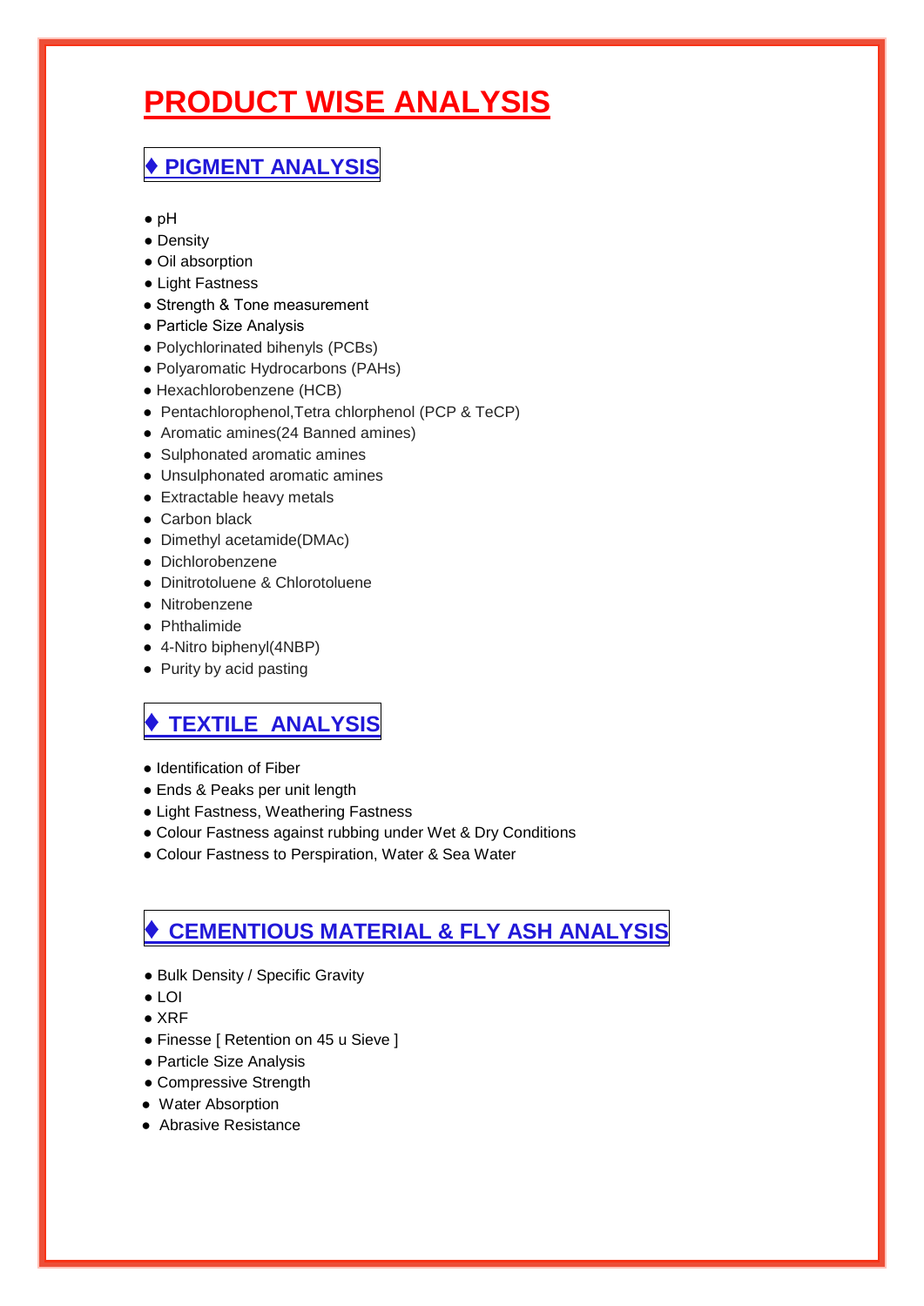# PRODUCT WISE ANALYSIS

## ♦ PIGMENT ANALYSIS

- pH
- Density
- Oil absorption
- Light Fastness
- Strength & Tone measurement
- Particle Size Analysis
- Polychlorinated bihenyls (PCBs)
- Polyaromatic Hydrocarbons (PAHs)
- Hexachlorobenzene (HCB)
- Pentachlorophenol,Tetra chlorphenol (PCP & TeCP)
- Aromatic amines(24 Banned amines)
- Sulphonated aromatic amines
- Unsulphonated aromatic amines
- Extractable heavy metals
- Carbon black
- Dimethyl acetamide(DMAc)
- Dichlorobenzene
- Dinitrotoluene & Chlorotoluene
- Nitrobenzene
- Phthalimide
- 4-Nitro biphenyl(4NBP)
- Purity by acid pasting

## ♦ TEXTILE ANALYSIS

- Identification of Fiber
- Ends & Peaks per unit length
- Light Fastness, Weathering Fastness
- Colour Fastness against rubbing under Wet & Dry Conditions
- Colour Fastness to Perspiration, Water & Sea Water

## ♦ CEMENTIOUS MATERIAL & FLY ASH ANALYSIS

- Bulk Density / Specific Gravity
- LOI
- XRF
- Finesse [ Retention on 45 u Sieve ]
- Particle Size Analysis
- Compressive Strength
- Water Absorption
- Abrasive Resistance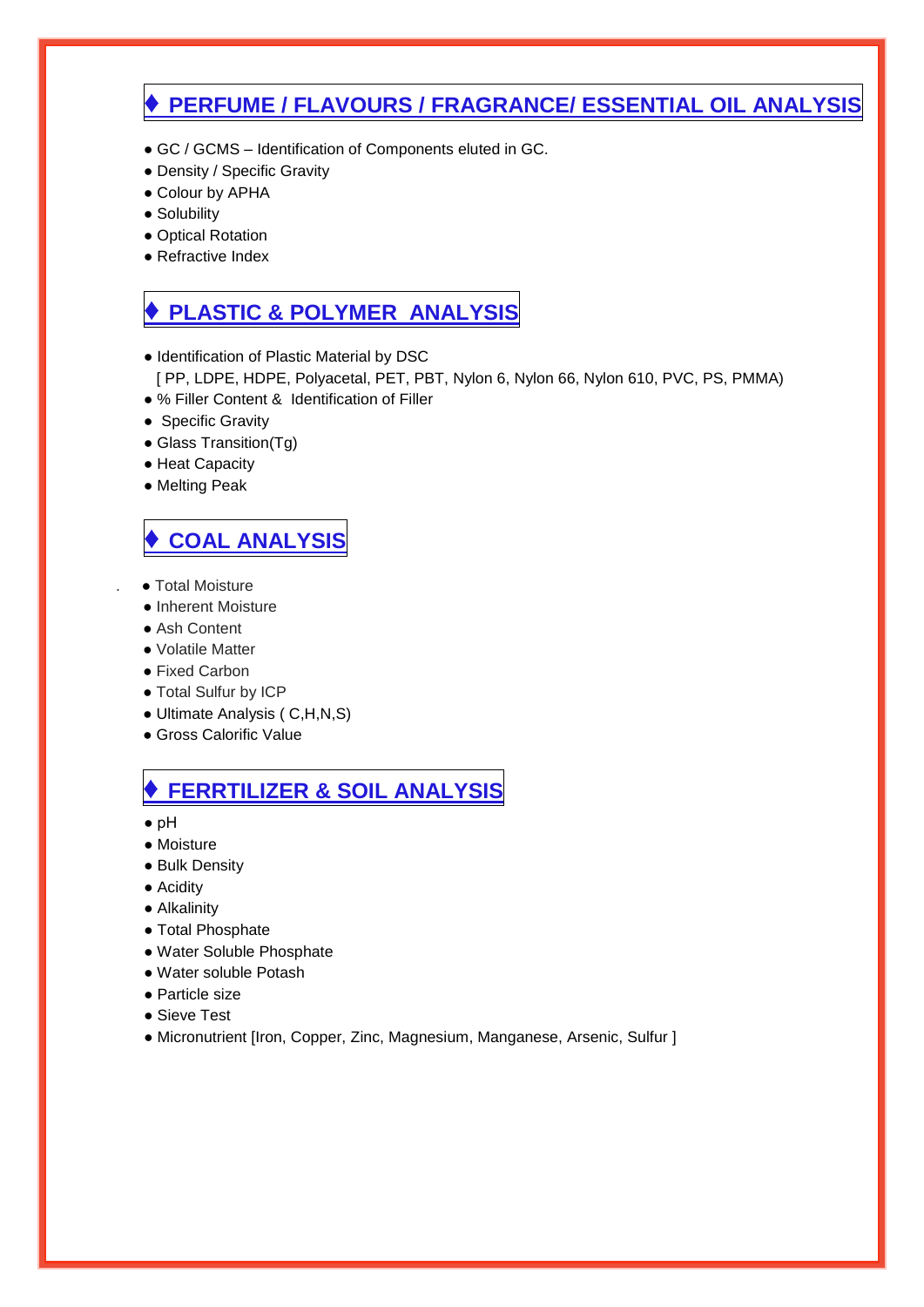## ♦ PERFUME / FLAVOURS / FRAGRANCE/ ESSENTIAL OIL ANALYSIS

- GC / GCMS – Identification of Components eluted in GC.
- Density / Specific Gravity
- Colour by APHA
- Solubility
- Optical Rotation
- Refractive Index

## ♦ PLASTIC & POLYMER ANALYSIS

- Identification of Plastic Material by DSC
  [ PP, LDPE, HDPE, Polyacetal, PET, PBT, Nylon 6, Nylon 66, Nylon 610, PVC, PS, PMMA)
- % Filler Content & Identification of Filler
- Specific Gravity
- Glass Transition(Tg)
- Heat Capacity
- Melting Peak

## ♦ COAL ANALYSIS

- Total Moisture
- Inherent Moisture
- Ash Content
- Volatile Matter
- Fixed Carbon
- Total Sulfur by ICP
- Ultimate Analysis ( C,H,N,S)
- Gross Calorific Value

## ♦ FERRTILIZER & SOIL ANALYSIS

- pH
- Moisture
- Bulk Density
- Acidity
- Alkalinity
- Total Phosphate
- Water Soluble Phosphate
- Water soluble Potash
- Particle size
- Sieve Test
- Micronutrient [Iron, Copper, Zinc, Magnesium, Manganese, Arsenic, Sulfur ]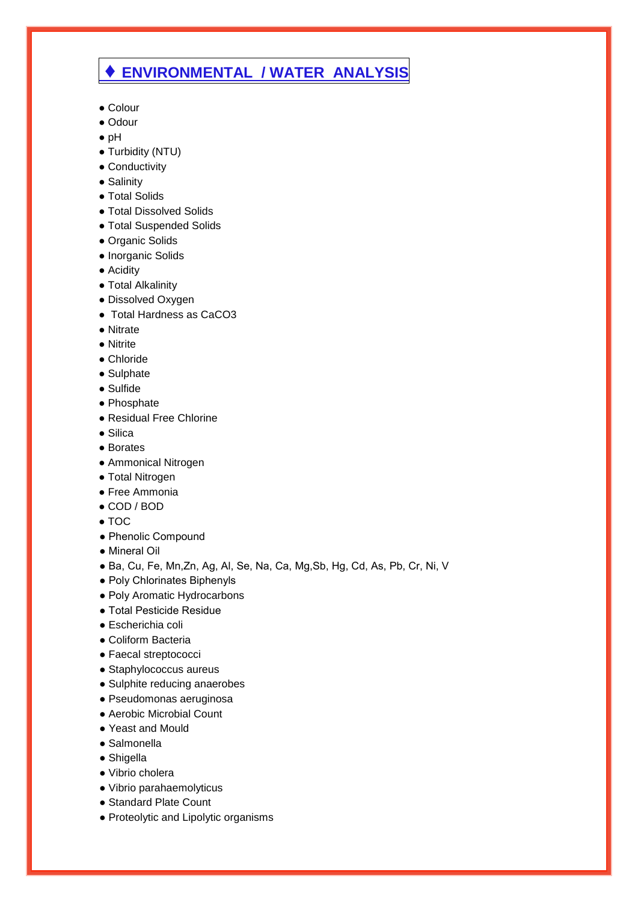## ♦ ENVIRONMENTAL / WATER ANALYSIS

- Colour
- Odour
- pH
- Turbidity (NTU)
- Conductivity
- Salinity
- Total Solids
- Total Dissolved Solids
- Total Suspended Solids
- Organic Solids
- Inorganic Solids
- Acidity
- Total Alkalinity
- Dissolved Oxygen
- Total Hardness as $CaCO_3$
- Nitrate
- Nitrite
- Chloride
- Sulphate
- Sulfide
- Phosphate
- Residual Free Chlorine
- Silica
- Borates
- Ammonical Nitrogen
- Total Nitrogen
- Free Ammonia
- COD / BOD
- TOC
- Phenolic Compound
- Mineral Oil
- Ba, Cu, Fe, Mn,Zn, Ag, Al, Se, Na, Ca, Mg,Sb, Hg, Cd, As, Pb, Cr, Ni, V
- Poly Chlorinates Biphenyls
- Poly Aromatic Hydrocarbons
- Total Pesticide Residue
- Escherichia coli
- Coliform Bacteria
- Faecal streptococci
- Staphylococcus aureus
- Sulphite reducing anaerobes
- Pseudomonas aeruginosa
- Aerobic Microbial Count
- Yeast and Mould
- Salmonella
- Shigella
- Vibrio cholera
- Vibrio parahaemolyticus
- Standard Plate Count
- Proteolytic and Lipolytic organisms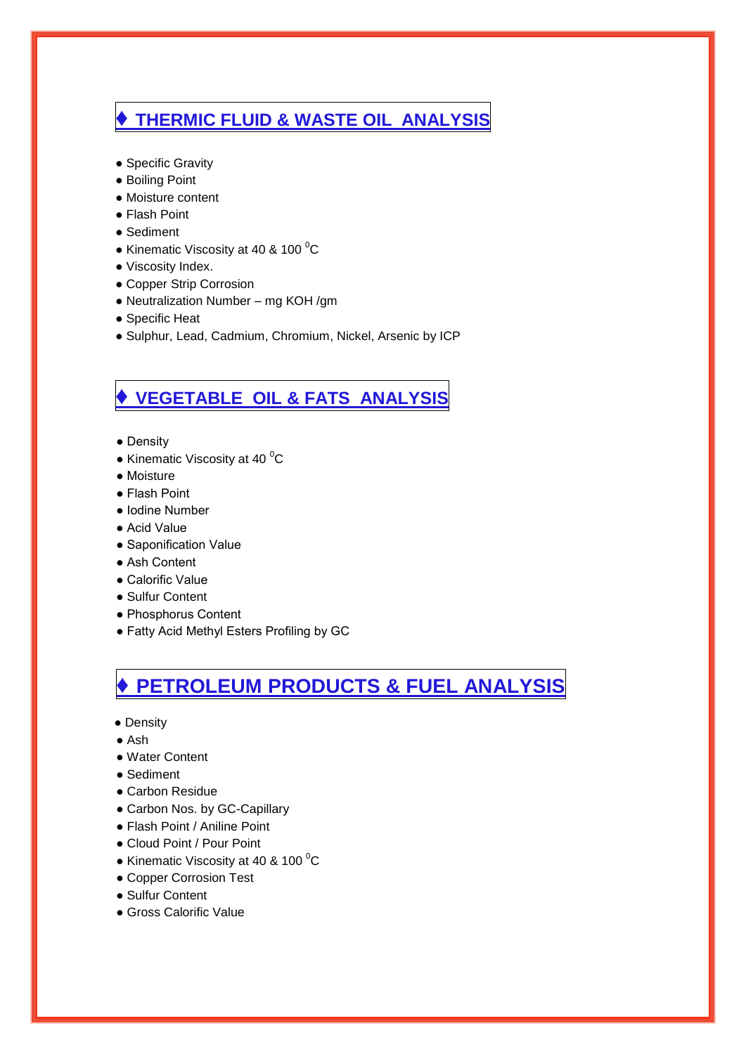## ♦ THERMIC FLUID & WASTE OIL ANALYSIS

- Specific Gravity
- Boiling Point
- Moisture content
- Flash Point
- Sediment
- Kinematic Viscosity at 40 & 100 $^0$C
- Viscosity Index.
- Copper Strip Corrosion
- Neutralization Number – mg KOH /gm
- Specific Heat
- Sulphur, Lead, Cadmium, Chromium, Nickel, Arsenic by ICP

## ♦ VEGETABLE OIL & FATS ANALYSIS

- Density
- Kinematic Viscosity at 40 $^0$C
- Moisture
- Flash Point
- Iodine Number
- Acid Value
- Saponification Value
- Ash Content
- Calorific Value
- Sulfur Content
- Phosphorus Content
- Fatty Acid Methyl Esters Profiling by GC

## ♦ PETROLEUM PRODUCTS & FUEL ANALYSIS

- Density
- Ash
- Water Content
- Sediment
- Carbon Residue
- Carbon Nos. by GC-Capillary
- Flash Point / Aniline Point
- Cloud Point / Pour Point
- Kinematic Viscosity at 40 & 100 $^0$C
- Copper Corrosion Test
- Sulfur Content
- Gross Calorific Value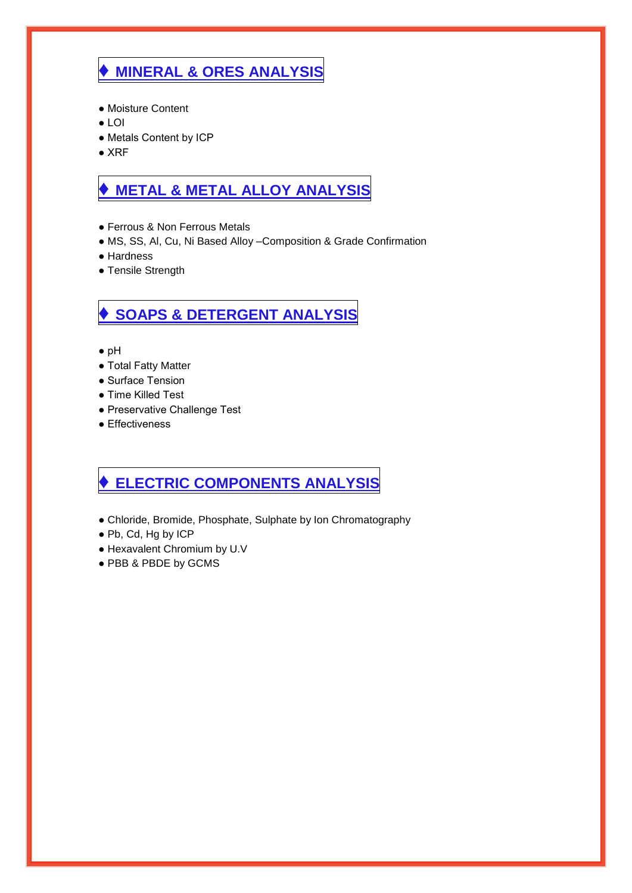## ♦ MINERAL & ORES ANALYSIS

- Moisture Content
- LOI
- Metals Content by ICP
- XRF

## ♦ METAL & METAL ALLOY ANALYSIS

- Ferrous & Non Ferrous Metals
- MS, SS, Al, Cu, Ni Based Alloy –Composition & Grade Confirmation
- Hardness
- Tensile Strength

## ♦ SOAPS & DETERGENT ANALYSIS

- pH
- Total Fatty Matter
- Surface Tension
- Time Killed Test
- Preservative Challenge Test
- Effectiveness

## ♦ ELECTRIC COMPONENTS ANALYSIS

- Chloride, Bromide, Phosphate, Sulphate by Ion Chromatography
- Pb, Cd, Hg by ICP
- Hexavalent Chromium by U.V
- PBB & PBDE by GCMS